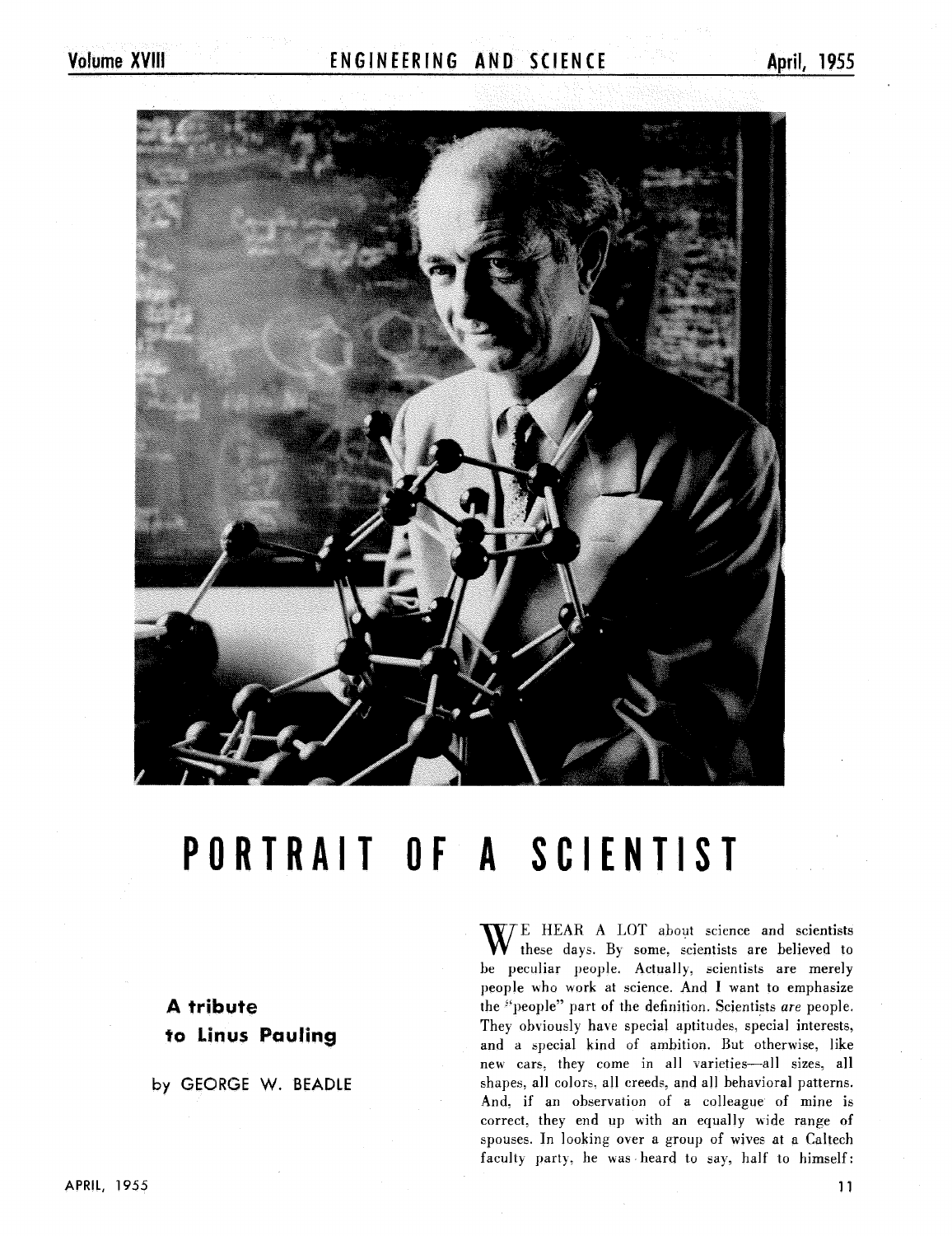# PORTRAIT OF A SCIENTIST

**A tribute to Linus Pauling**

by GEORGE W. BEADLE

WE HEAR A LOT about science and scientists these days. By some, scientists are believed to be peculiar people. Actually, scientists are merely people who work at science. And I want to emphasize the "people" part of the definition. Scientists *are* people. They obviously have special aptitudes, special interests, and a special kind of ambition. But otherwise, like new cars, they come in all varieties—all sizes, all shapes, all colors, all creeds, and all behavioral patterns. And, if an observation of a colleague of mine is correct, they end up with an equally wide range of spouses. In looking over a group of wives at a Caltech faculty party, he was heard to say, half to himself: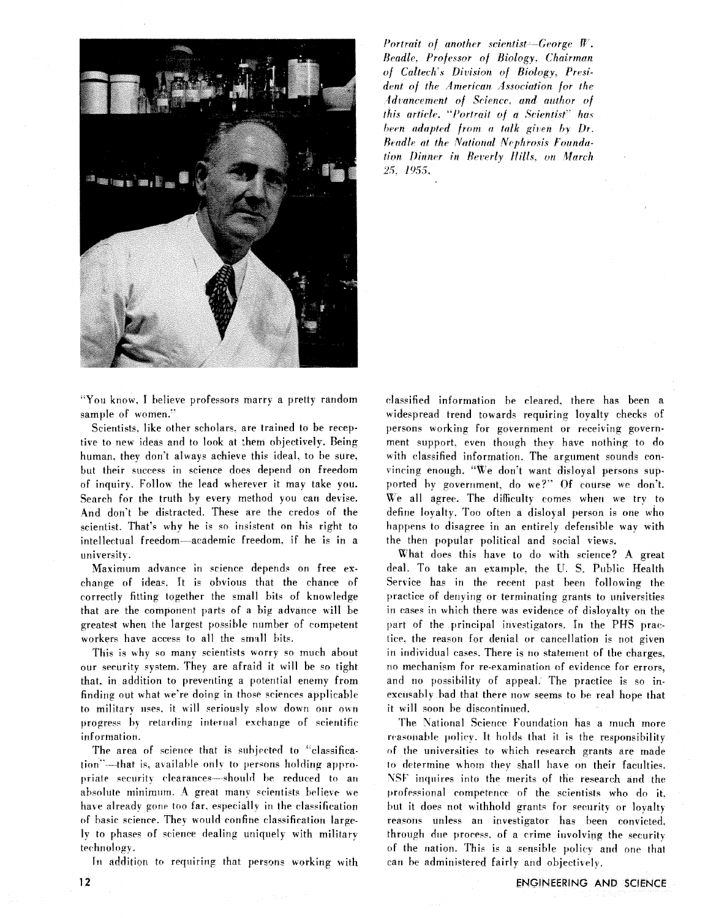*Portrait of another scientist—George W. Beadle, Professor of Biology, Chairman of Caltech's Division of Biology, President of the American Association for the Advancement of Science, and author of this article. "Portrait of a Scientist" has been adapted from a talk given by Dr. Beadle at the National Nephrosis Foundation Dinner in Beverly Hills, on March 25, 1955.*

"You know, I believe professors marry a pretty random sample of women."

Scientists, like other scholars, are trained to be receptive to new ideas and to look at them objectively. Being human, they don't always achieve this ideal, to be sure, but their success in science does depend on freedom of inquiry. Follow the lead wherever it may take you. Search for the truth by every method you can devise. And don't be distracted. These are the credos of the scientist. That's why he is so insistent on his right to intellectual freedom—academic freedom, if he is in a university.

Maximum advance in science depends on free exchange of ideas. It is obvious that the chance of correctly fitting together the small bits of knowledge that are the component parts of a big advance will be greatest when the largest possible number of competent workers have access to all the small bits.

This is why so many scientists worry so much about our security system. They are afraid it will be so tight that, in addition to preventing a potential enemy from finding out what we're doing in those sciences applicable to military uses, it will seriously slow down our own progress by retarding internal exchange of scientific information.

The area of science that is subjected to "classification"—that is, available only to persons holding appropriate security clearances—should be reduced to an absolute minimum. A great many scientists believe we have already gone too far, especially in the classification of basic science. They would confine classification largely to phases of science dealing uniquely with military technology.

In addition to requiring that persons working with classified information be cleared, there has been a widespread trend towards requiring loyalty checks of persons working for government or receiving government support, even though they have nothing to do with classified information. The argument sounds convincing enough. "We don't want disloyal persons supported by government, do we?" Of course we don't. We all agree. The difficulty comes when we try to define loyalty. Too often a disloyal person is one who happens to disagree in an entirely defensible way with the then popular political and social views.

What does this have to do with science? A great deal. To take an example, the U. S. Public Health Service has in the recent past been following the practice of denying or terminating grants to universities in cases in which there was evidence of disloyalty on the part of the principal investigators. In the PHS practice, the reason for denial or cancellation is not given in individual cases. There is no statement of the charges, no mechanism for re-examination of evidence for errors, and no possibility of appeal. The practice is so inexcusably bad that there now seems to be real hope that it will soon be discontinued.

The National Science Foundation has a much more reasonable policy. It holds that it is the responsibility of the universities to which research grants are made to determine whom they shall have on their faculties. NSF inquires into the merits of the research and the professional competence of the scientists who do it, but it does not withhold grants for security or loyalty reasons unless an investigator has been convicted, through due process, of a crime involving the security of the nation. This is a sensible policy and one that can be administered fairly and objectively.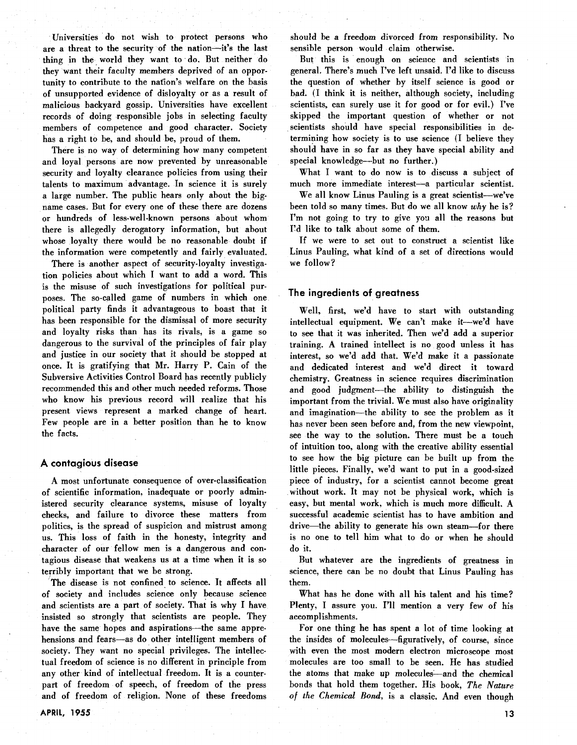Universities do not wish to protect persons who are a threat to the security of the nation—it's the last thing in the world they want to do. But neither do they want their faculty members deprived of an opportunity to contribute to the nation's welfare on the basis of unsupported evidence of disloyalty or as a result of malicious backyard gossip. Universities have excellent records of doing responsible jobs in selecting faculty members of competence and good character. Society has a right to be, and should be, proud of them.

There is no way of determining how many competent and loyal persons are now prevented by unreasonable security and loyalty clearance policies from using their talents to maximum advantage. In science it is surely a large number. The public hears only about the big-name cases. But for every one of these there are dozens or hundreds of less-well-known persons about whom there is allegedly derogatory information, but about whose loyalty there would be no reasonable doubt if the information were competently and fairly evaluated.

There is another aspect of security-loyalty investigation policies about which I want to add a word. This is the misuse of such investigations for political purposes. The so-called game of numbers in which one political party finds it advantageous to boast that it has been responsible for the dismissal of more security and loyalty risks than has its rivals, is a game so dangerous to the survival of the principles of fair play and justice in our society that it should be stopped at once. It is gratifying that Mr. Harry P. Cain of the Subversive Activities Control Board has recently publicly recommended this and other much needed reforms. Those who know his previous record will realize that his present views represent a marked change of heart. Few people are in a better position than he to know the facts.

## A contagious disease

A most unfortunate consequence of over-classification of scientific information, inadequate or poorly administered security clearance systems, misuse of loyalty checks, and failure to divorce these matters from politics, is the spread of suspicion and mistrust among us. This loss of faith in the honesty, integrity and character of our fellow men is a dangerous and contagious disease that weakens us at a time when it is so terribly important that we be strong.

The disease is not confined to science. It affects all of society and includes science only because science and scientists are a part of society. That is why I have insisted so strongly that scientists are people. They have the same hopes and aspirations—the same apprehensions and fears—as do other intelligent members of society. They want no special privileges. The intellectual freedom of science is no different in principle from any other kind of intellectual freedom. It is a counterpart of freedom of speech, of freedom of the press and of freedom of religion. None of these freedoms should be a freedom divorced from responsibility. No sensible person would claim otherwise.

But this is enough on science and scientists in general. There's much I've left unsaid. I'd like to discuss the question of whether by itself science is good or bad. (I think it is neither, although society, including scientists, can surely use it for good or for evil.) I've skipped the important question of whether or not scientists should have special responsibilities in determining how society is to use science (I believe they should have in so far as they have special ability and special knowledge—but no further.)

What I want to do now is to discuss a subject of much more immediate interest—a particular scientist.

We all know Linus Pauling is a great scientist—we've been told so many times. But do we all know *why* he is? I'm not going to try to give you all the reasons but I'd like to talk about some of them.

If we were to set out to construct a scientist like Linus Pauling, what kind of a set of directions would we follow?

## The ingredients of greatness

Well, first, we'd have to start with outstanding intellectual equipment. We can't make it—we'd have to see that it was inherited. Then we'd add a superior training. A trained intellect is no good unless it has interest, so we'd add that. We'd make it a passionate and dedicated interest and we'd direct it toward chemistry. Greatness in science requires discrimination and good judgment—the ability to distinguish the important from the trivial. We must also have originality and imagination—the ability to see the problem as it has never been seen before and, from the new viewpoint, see the way to the solution. There must be a touch of intuition too, along with the creative ability essential to see how the big picture can be built up from the little pieces. Finally, we'd want to put in a good-sized piece of industry, for a scientist cannot become great without work. It may not be physical work, which is easy, but mental work, which is much more difficult. A successful academic scientist has to have ambition and drive—the ability to generate his own steam—for there is no one to tell him what to do or when he should do it.

But whatever are the ingredients of greatness in science, there can be no doubt that Linus Pauling has them.

What has he done with all his talent and his time? Plenty, I assure you. I'll mention a very few of his accomplishments.

For one thing he has spent a lot of time looking at the insides of molecules—figuratively, of course, since with even the most modern electron microscope most molecules are too small to be seen. He has studied the atoms that make up molecules—and the chemical bonds that hold them together. His book, *The Nature of the Chemical Bond*, is a classic. And even though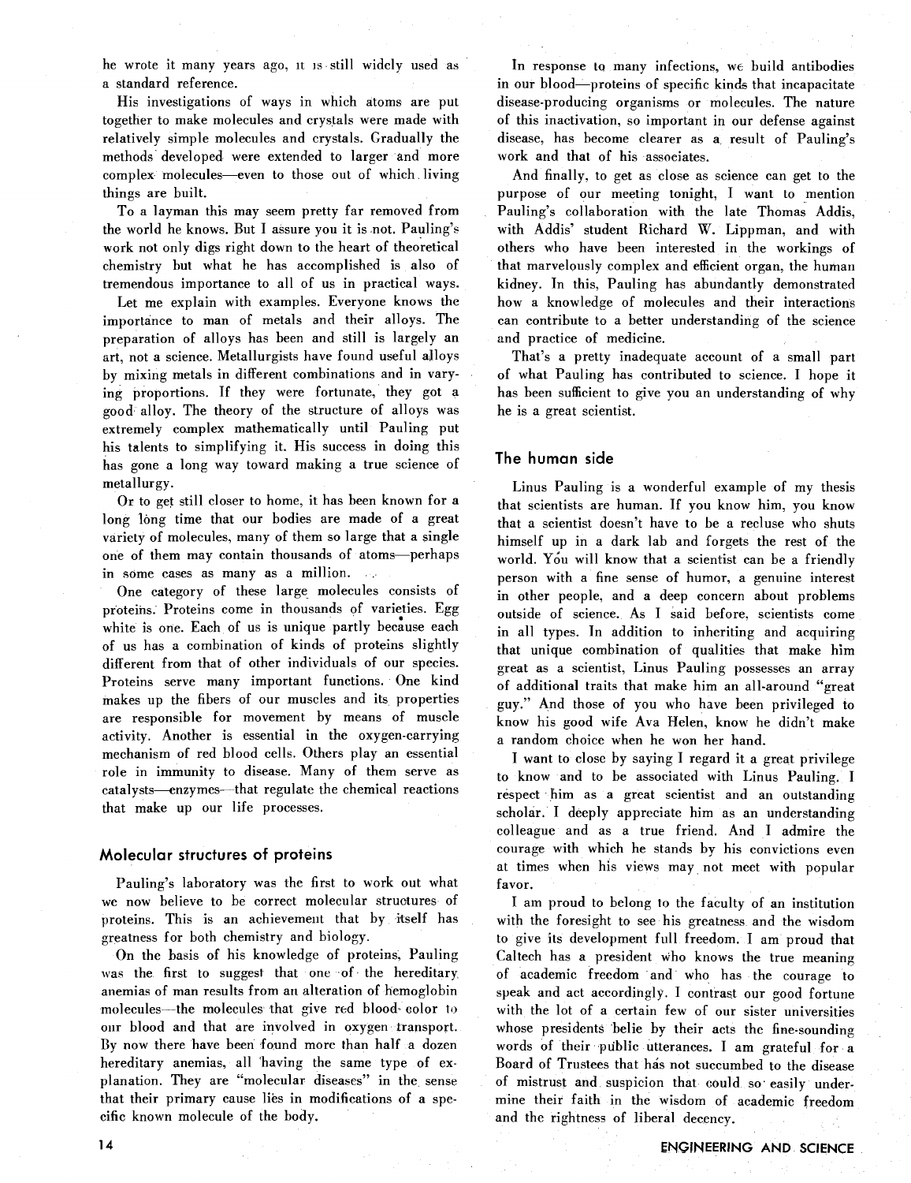he wrote it many years ago, it is still widely used as a standard reference.

His investigations of ways in which atoms are put together to make molecules and crystals were made with relatively simple molecules and crystals. Gradually the methods developed were extended to larger and more complex molecules—even to those out of which living things are built.

To a layman this may seem pretty far removed from the world he knows. But I assure you it is not. Pauling's work not only digs right down to the heart of theoretical chemistry but what he has accomplished is also of tremendous importance to all of us in practical ways.

Let me explain with examples. Everyone knows the importance to man of metals and their alloys. The preparation of alloys has been and still is largely an art, not a science. Metallurgists have found useful alloys by mixing metals in different combinations and in varying proportions. If they were fortunate, they got a good alloy. The theory of the structure of alloys was extremely complex mathematically until Pauling put his talents to simplifying it. His success in doing this has gone a long way toward making a true science of metallurgy.

Or to get still closer to home, it has been known for a long long time that our bodies are made of a great variety of molecules, many of them so large that a single one of them may contain thousands of atoms—perhaps in some cases as many as a million.

One category of these large molecules consists of proteins. Proteins come in thousands of varieties. Egg white is one. Each of us is unique partly because each of us has a combination of kinds of proteins slightly different from that of other individuals of our species. Proteins serve many important functions. One kind makes up the fibers of our muscles and its properties are responsible for movement by means of muscle activity. Another is essential in the oxygen-carrying mechanism of red blood cells. Others play an essential role in immunity to disease. Many of them serve as catalysts—enzymes—that regulate the chemical reactions that make up our life processes.

## Molecular structures of proteins

Pauling's laboratory was the first to work out what we now believe to be correct molecular structures of proteins. This is an achievement that by itself has greatness for both chemistry and biology.

On the basis of his knowledge of proteins, Pauling was the first to suggest that one of the hereditary anemias of man results from an alteration of hemoglobin molecules—the molecules that give red blood color to our blood and that are involved in oxygen transport. By now there have been found more than half a dozen hereditary anemias, all having the same type of explanation. They are "molecular diseases" in the sense that their primary cause lies in modifications of a specific known molecule of the body.

In response to many infections, we build antibodies in our blood—proteins of specific kinds that incapacitate disease-producing organisms or molecules. The nature of this inactivation, so important in our defense against disease, has become clearer as a result of Pauling's work and that of his associates.

And finally, to get as close as science can get to the purpose of our meeting tonight, I want to mention Pauling's collaboration with the late Thomas Addis, with Addis' student Richard W. Lippman, and with others who have been interested in the workings of that marvelously complex and efficient organ, the human kidney. In this, Pauling has abundantly demonstrated how a knowledge of molecules and their interactions can contribute to a better understanding of the science and practice of medicine.

That's a pretty inadequate account of a small part of what Pauling has contributed to science. I hope it has been sufficient to give you an understanding of why he is a great scientist.

## The human side

Linus Pauling is a wonderful example of my thesis that scientists are human. If you know him, you know that a scientist doesn't have to be a recluse who shuts himself up in a dark lab and forgets the rest of the world. You will know that a scientist can be a friendly person with a fine sense of humor, a genuine interest in other people, and a deep concern about problems outside of science. As I said before, scientists come in all types. In addition to inheriting and acquiring that unique combination of qualities that make him great as a scientist, Linus Pauling possesses an array of additional traits that make him an all-around "great guy." And those of you who have been privileged to know his good wife Ava Helen, know he didn't make a random choice when he won her hand.

I want to close by saying I regard it a great privilege to know and to be associated with Linus Pauling. I respect him as a great scientist and an outstanding scholar. I deeply appreciate him as an understanding colleague and as a true friend. And I admire the courage with which he stands by his convictions even at times when his views may not meet with popular favor.

I am proud to belong to the faculty of an institution with the foresight to see his greatness and the wisdom to give its development full freedom. I am proud that Caltech has a president who knows the true meaning of academic freedom and who has the courage to speak and act accordingly. I contrast our good fortune with the lot of a certain few of our sister universities whose presidents belie by their acts the fine-sounding words of their public utterances. I am grateful for a Board of Trustees that has not succumbed to the disease of mistrust and suspicion that could so easily undermine their faith in the wisdom of academic freedom and the rightness of liberal decency.